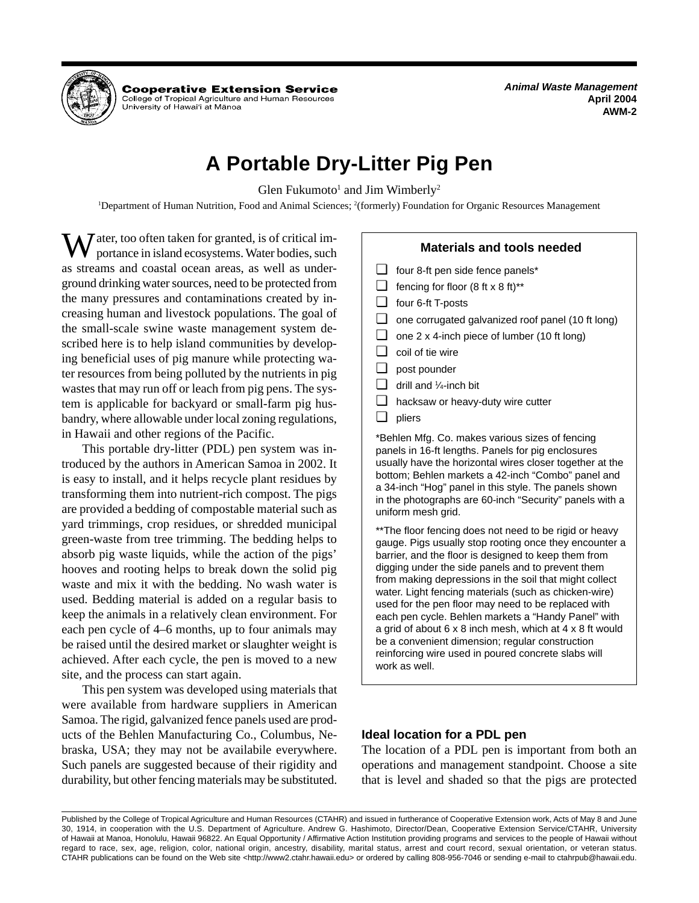Cooperative Extension Service
College of Tropical Agriculture and Human Resources
University of Hawai'i at Mānoa

*Animal Waste Management*
**April 2004**
**AWM-2**

# A Portable Dry-Litter Pig Pen

Glen Fukumoto[1] and Jim Wimberly[2]

[1]Department of Human Nutrition, Food and Animal Sciences; [2](formerly) Foundation for Organic Resources Management

Water, too often taken for granted, is of critical importance in island ecosystems. Water bodies, such as streams and coastal ocean areas, as well as underground drinking water sources, need to be protected from the many pressures and contaminations created by increasing human and livestock populations. The goal of the small-scale swine waste management system described here is to help island communities by developing beneficial uses of pig manure while protecting water resources from being polluted by the nutrients in pig wastes that may run off or leach from pig pens. The system is applicable for backyard or small-farm pig husbandry, where allowable under local zoning regulations, in Hawaii and other regions of the Pacific.

This portable dry-litter (PDL) pen system was introduced by the authors in American Samoa in 2002. It is easy to install, and it helps recycle plant residues by transforming them into nutrient-rich compost. The pigs are provided a bedding of compostable material such as yard trimmings, crop residues, or shredded municipal green-waste from tree trimming. The bedding helps to absorb pig waste liquids, while the action of the pigs' hooves and rooting helps to break down the solid pig waste and mix it with the bedding. No wash water is used. Bedding material is added on a regular basis to keep the animals in a relatively clean environment. For each pen cycle of 4–6 months, up to four animals may be raised until the desired market or slaughter weight is achieved. After each cycle, the pen is moved to a new site, and the process can start again.

This pen system was developed using materials that were available from hardware suppliers in American Samoa. The rigid, galvanized fence panels used are products of the Behlen Manufacturing Co., Columbus, Nebraska, USA; they may not be availabile everywhere. Such panels are suggested because of their rigidity and durability, but other fencing materials may be substituted.

### Materials and tools needed

- ❑ four 8-ft pen side fence panels*
- ❑ fencing for floor (8 ft x 8 ft)**
- ❑ four 6-ft T-posts
- ❑ one corrugated galvanized roof panel (10 ft long)
- ❑ one 2 x 4-inch piece of lumber (10 ft long)
- ❑ coil of tie wire
- ❑ post pounder
- ❑ drill and ¼-inch bit
- ❑ hacksaw or heavy-duty wire cutter
- ❑ pliers

*Behlen Mfg. Co. makes various sizes of fencing panels in 16-ft lengths. Panels for pig enclosures usually have the horizontal wires closer together at the bottom; Behlen markets a 42-inch "Combo" panel and a 34-inch "Hog" panel in this style. The panels shown in the photographs are 60-inch "Security" panels with a uniform mesh grid.

**The floor fencing does not need to be rigid or heavy gauge. Pigs usually stop rooting once they encounter a barrier, and the floor is designed to keep them from digging under the side panels and to prevent them from making depressions in the soil that might collect water. Light fencing materials (such as chicken-wire) used for the pen floor may need to be replaced with each pen cycle. Behlen markets a "Handy Panel" with a grid of about 6 x 8 inch mesh, which at 4 x 8 ft would be a convenient dimension; regular construction reinforcing wire used in poured concrete slabs will work as well.

### Ideal location for a PDL pen

The location of a PDL pen is important from both an operations and management standpoint. Choose a site that is level and shaded so that the pigs are protected

Published by the College of Tropical Agriculture and Human Resources (CTAHR) and issued in furtherance of Cooperative Extension work, Acts of May 8 and June 30, 1914, in cooperation with the U.S. Department of Agriculture. Andrew G. Hashimoto, Director/Dean, Cooperative Extension Service/CTAHR, University of Hawaii at Manoa, Honolulu, Hawaii 96822. An Equal Opportunity / Affirmative Action Institution providing programs and services to the people of Hawaii without regard to race, sex, age, religion, color, national origin, ancestry, disability, marital status, arrest and court record, sexual orientation, or veteran status. CTAHR publications can be found on the Web site <http://www2.ctahr.hawaii.edu> or ordered by calling 808-956-7046 or sending e-mail to ctahrpub@hawaii.edu.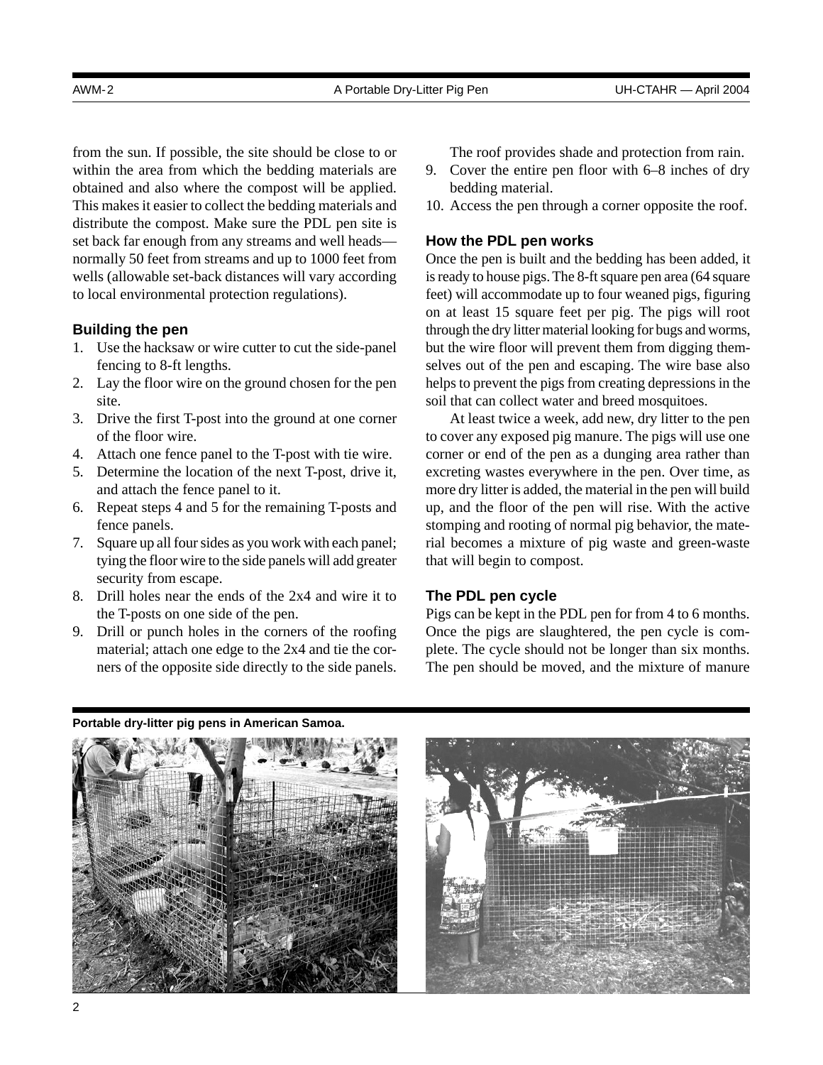from the sun. If possible, the site should be close to or within the area from which the bedding materials are obtained and also where the compost will be applied. This makes it easier to collect the bedding materials and distribute the compost. Make sure the PDL pen site is set back far enough from any streams and well heads—normally 50 feet from streams and up to 1000 feet from wells (allowable set-back distances will vary according to local environmental protection regulations).

### Building the pen

1. Use the hacksaw or wire cutter to cut the side-panel fencing to 8-ft lengths.
2. Lay the floor wire on the ground chosen for the pen site.
3. Drive the first T-post into the ground at one corner of the floor wire.
4. Attach one fence panel to the T-post with tie wire.
5. Determine the location of the next T-post, drive it, and attach the fence panel to it.
6. Repeat steps 4 and 5 for the remaining T-posts and fence panels.
7. Square up all four sides as you work with each panel; tying the floor wire to the side panels will add greater security from escape.
8. Drill holes near the ends of the 2x4 and wire it to the T-posts on one side of the pen.
9. Drill or punch holes in the corners of the roofing material; attach one edge to the 2x4 and tie the corners of the opposite side directly to the side panels. The roof provides shade and protection from rain.
9. Cover the entire pen floor with 6–8 inches of dry bedding material.
10. Access the pen through a corner opposite the roof.

### How the PDL pen works

Once the pen is built and the bedding has been added, it is ready to house pigs. The 8-ft square pen area (64 square feet) will accommodate up to four weaned pigs, figuring on at least 15 square feet per pig. The pigs will root through the dry litter material looking for bugs and worms, but the wire floor will prevent them from digging themselves out of the pen and escaping. The wire base also helps to prevent the pigs from creating depressions in the soil that can collect water and breed mosquitoes.

At least twice a week, add new, dry litter to the pen to cover any exposed pig manure. The pigs will use one corner or end of the pen as a dunging area rather than excreting wastes everywhere in the pen. Over time, as more dry litter is added, the material in the pen will build up, and the floor of the pen will rise. With the active stomping and rooting of normal pig behavior, the material becomes a mixture of pig waste and green-waste that will begin to compost.

### The PDL pen cycle

Pigs can be kept in the PDL pen for from 4 to 6 months. Once the pigs are slaughtered, the pen cycle is complete. The cycle should not be longer than six months. The pen should be moved, and the mixture of manure

**Portable dry-litter pig pens in American Samoa.**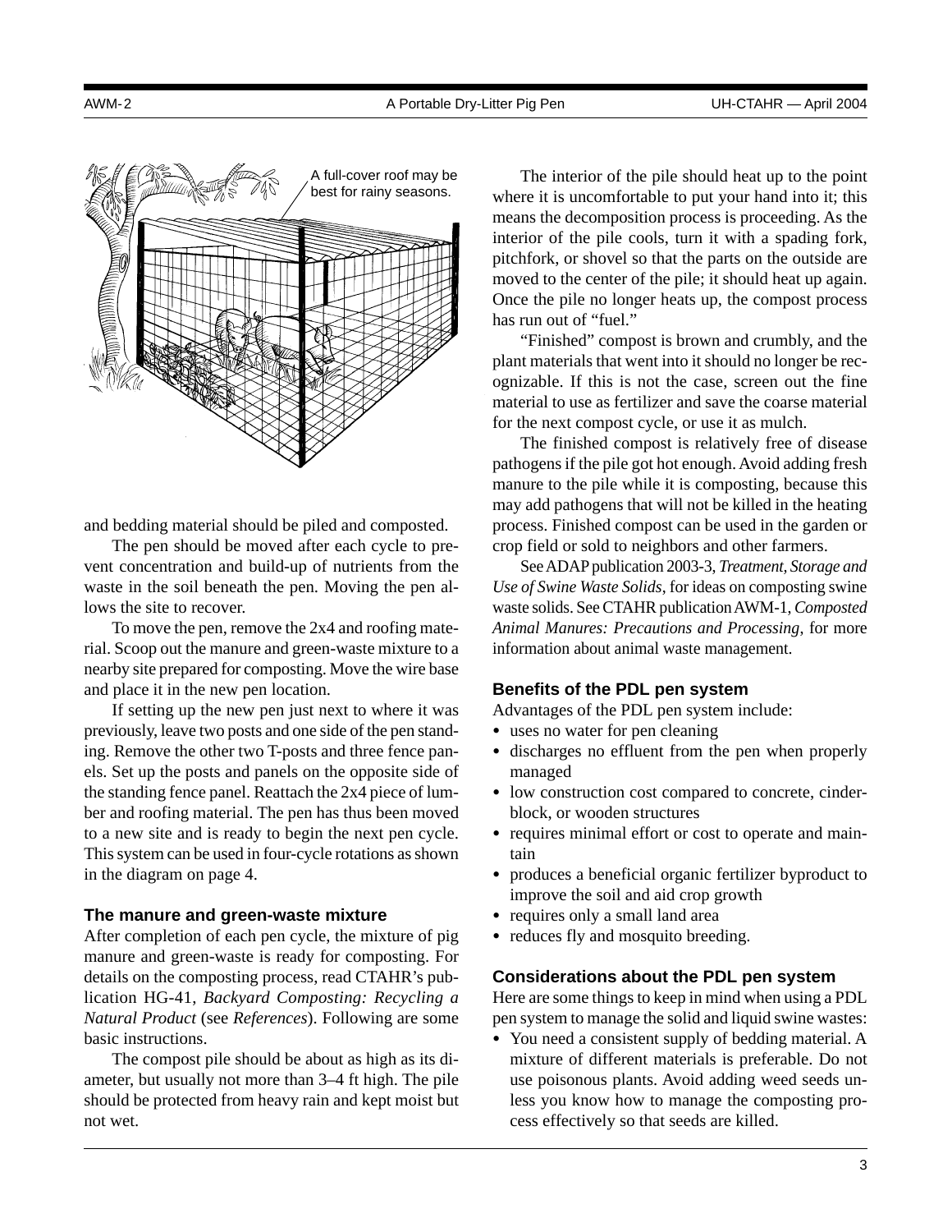A full-cover roof may be best for rainy seasons.

and bedding material should be piled and composted.

The pen should be moved after each cycle to prevent concentration and build-up of nutrients from the waste in the soil beneath the pen. Moving the pen allows the site to recover.

To move the pen, remove the 2x4 and roofing material. Scoop out the manure and green-waste mixture to a nearby site prepared for composting. Move the wire base and place it in the new pen location.

If setting up the new pen just next to where it was previously, leave two posts and one side of the pen standing. Remove the other two T-posts and three fence panels. Set up the posts and panels on the opposite side of the standing fence panel. Reattach the 2x4 piece of lumber and roofing material. The pen has thus been moved to a new site and is ready to begin the next pen cycle. This system can be used in four-cycle rotations as shown in the diagram on page 4.

### The manure and green-waste mixture

After completion of each pen cycle, the mixture of pig manure and green-waste is ready for composting. For details on the composting process, read CTAHR's publication HG-41, *Backyard Composting: Recycling a Natural Product* (see *References*). Following are some basic instructions.

The compost pile should be about as high as its diameter, but usually not more than 3–4 ft high. The pile should be protected from heavy rain and kept moist but not wet.

The interior of the pile should heat up to the point where it is uncomfortable to put your hand into it; this means the decomposition process is proceeding. As the interior of the pile cools, turn it with a spading fork, pitchfork, or shovel so that the parts on the outside are moved to the center of the pile; it should heat up again. Once the pile no longer heats up, the compost process has run out of "fuel."

"Finished" compost is brown and crumbly, and the plant materials that went into it should no longer be recognizable. If this is not the case, screen out the fine material to use as fertilizer and save the coarse material for the next compost cycle, or use it as mulch.

The finished compost is relatively free of disease pathogens if the pile got hot enough. Avoid adding fresh manure to the pile while it is composting, because this may add pathogens that will not be killed in the heating process. Finished compost can be used in the garden or crop field or sold to neighbors and other farmers.

See ADAP publication 2003-3, *Treatment, Storage and Use of Swine Waste Solids*, for ideas on composting swine waste solids. See CTAHR publication AWM-1, *Composted Animal Manures: Precautions and Processing*, for more information about animal waste management.

### Benefits of the PDL pen system

Advantages of the PDL pen system include:

- uses no water for pen cleaning
- discharges no effluent from the pen when properly managed
- low construction cost compared to concrete, cinder-block, or wooden structures
- requires minimal effort or cost to operate and maintain
- produces a beneficial organic fertilizer byproduct to improve the soil and aid crop growth
- requires only a small land area
- reduces fly and mosquito breeding.

### Considerations about the PDL pen system

Here are some things to keep in mind when using a PDL pen system to manage the solid and liquid swine wastes:

- You need a consistent supply of bedding material. A mixture of different materials is preferable. Do not use poisonous plants. Avoid adding weed seeds unless you know how to manage the composting process effectively so that seeds are killed.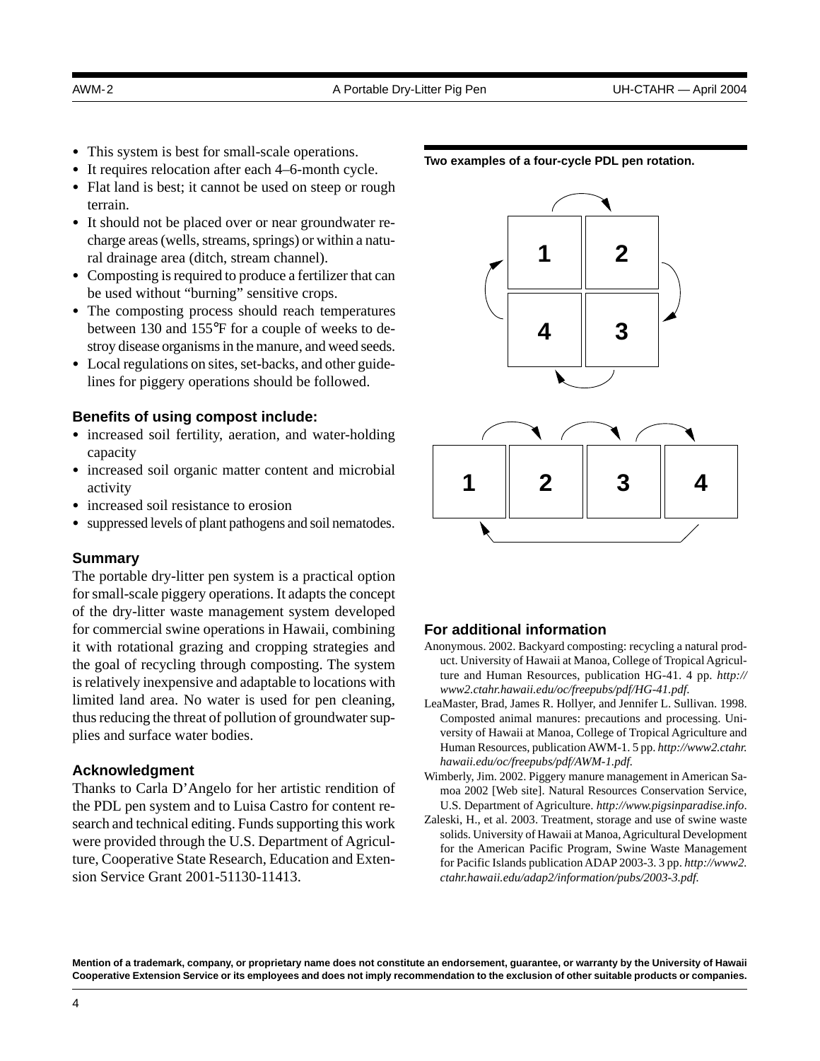- This system is best for small-scale operations.
- It requires relocation after each 4–6-month cycle.
- Flat land is best; it cannot be used on steep or rough terrain.
- It should not be placed over or near groundwater recharge areas (wells, streams, springs) or within a natural drainage area (ditch, stream channel).
- Composting is required to produce a fertilizer that can be used without "burning" sensitive crops.
- The composting process should reach temperatures between 130 and 155°F for a couple of weeks to destroy disease organisms in the manure, and weed seeds.
- Local regulations on sites, set-backs, and other guidelines for piggery operations should be followed.

### Benefits of using compost include:

- increased soil fertility, aeration, and water-holding capacity
- increased soil organic matter content and microbial activity
- increased soil resistance to erosion
- suppressed levels of plant pathogens and soil nematodes.

### Summary

The portable dry-litter pen system is a practical option for small-scale piggery operations. It adapts the concept of the dry-litter waste management system developed for commercial swine operations in Hawaii, combining it with rotational grazing and cropping strategies and the goal of recycling through composting. The system is relatively inexpensive and adaptable to locations with limited land area. No water is used for pen cleaning, thus reducing the threat of pollution of groundwater supplies and surface water bodies.

### Acknowledgment

Thanks to Carla D'Angelo for her artistic rendition of the PDL pen system and to Luisa Castro for content research and technical editing. Funds supporting this work were provided through the U.S. Department of Agriculture, Cooperative State Research, Education and Extension Service Grant 2001-51130-11413.

**Two examples of a four-cycle PDL pen rotation.**

1
2
4
3

1
2
3
4

### For additional information

Anonymous. 2002. Backyard composting: recycling a natural product. University of Hawaii at Manoa, College of Tropical Agriculture and Human Resources, publication HG-41. 4 pp. *http://www2.ctahr.hawaii.edu/oc/freepubs/pdf/HG-41.pdf.*

LeaMaster, Brad, James R. Hollyer, and Jennifer L. Sullivan. 1998. Composted animal manures: precautions and processing. University of Hawaii at Manoa, College of Tropical Agriculture and Human Resources, publication AWM-1. 5 pp. *http://www2.ctahr.hawaii.edu/oc/freepubs/pdf/AWM-1.pdf.*

Wimberly, Jim. 2002. Piggery manure management in American Samoa 2002 [Web site]. Natural Resources Conservation Service, U.S. Department of Agriculture. *http://www.pigsinparadise.info*.

Zaleski, H., et al. 2003. Treatment, storage and use of swine waste solids. University of Hawaii at Manoa, Agricultural Development for the American Pacific Program, Swine Waste Management for Pacific Islands publication ADAP 2003-3. 3 pp. *http://www2.ctahr.hawaii.edu/adap2/information/pubs/2003-3.pdf.*

**Mention of a trademark, company, or proprietary name does not constitute an endorsement, guarantee, or warranty by the University of Hawaii Cooperative Extension Service or its employees and does not imply recommendation to the exclusion of other suitable products or companies.**